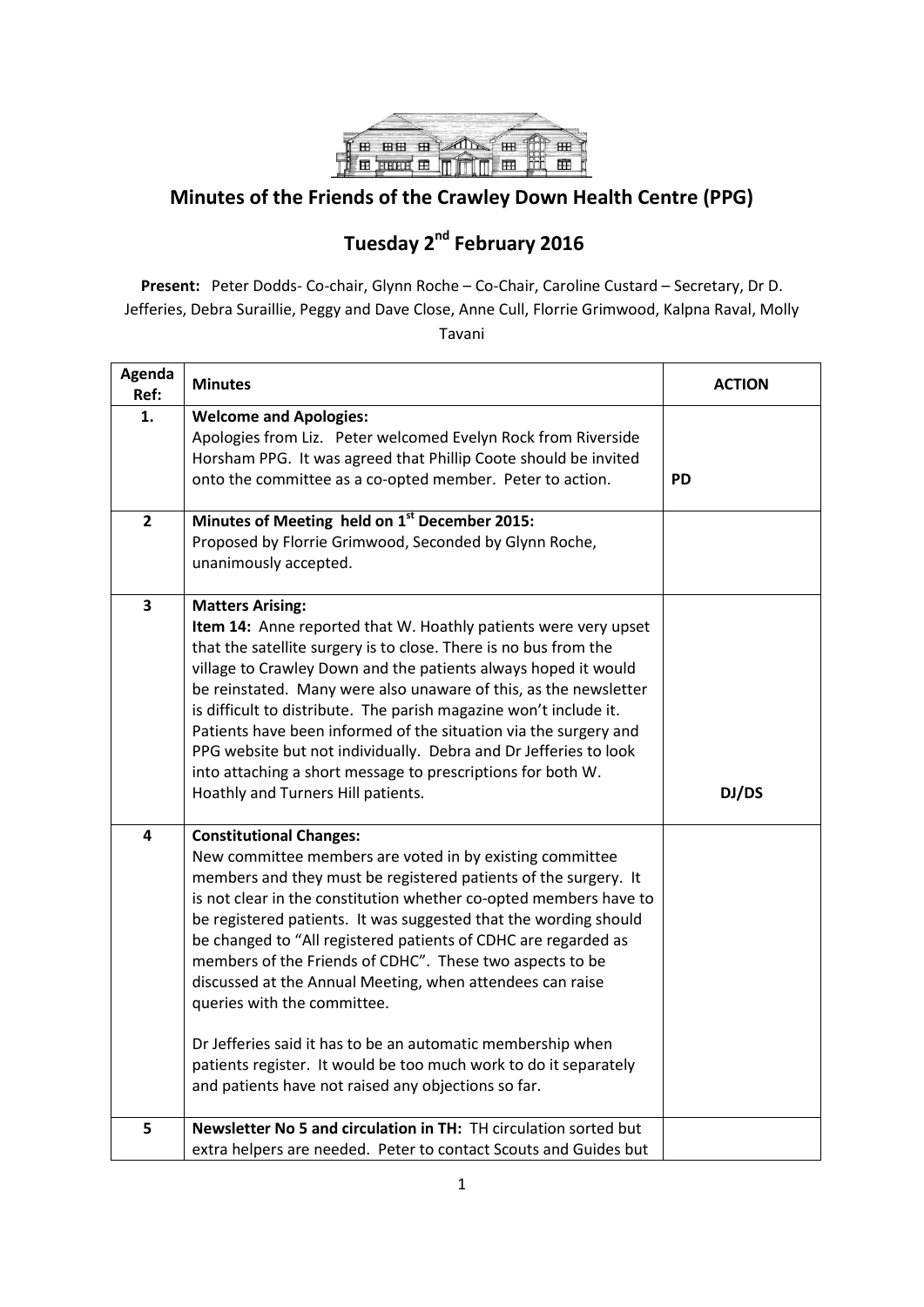# Minutes of the Friends of the Crawley Down Health Centre (PPG)

## Tuesday 2nd February 2016

**Present:** Peter Dodds- Co-chair, Glynn Roche – Co-Chair, Caroline Custard – Secretary, Dr D. Jefferies, Debra Suraillie, Peggy and Dave Close, Anne Cull, Florrie Grimwood, Kalpna Raval, Molly Tavani

| Agenda Ref: | Minutes | ACTION |
|---|---|---|
| 1. | **Welcome and Apologies:** Apologies from Liz. Peter welcomed Evelyn Rock from Riverside Horsham PPG. It was agreed that Phillip Coote should be invited onto the committee as a co-opted member. Peter to action. | **PD** |
| 2 | **Minutes of Meeting held on 1st December 2015:** Proposed by Florrie Grimwood, Seconded by Glynn Roche, unanimously accepted. | |
| 3 | **Matters Arising:** **Item 14:** Anne reported that W. Hoathly patients were very upset that the satellite surgery is to close. There is no bus from the village to Crawley Down and the patients always hoped it would be reinstated. Many were also unaware of this, as the newsletter is difficult to distribute. The parish magazine won't include it. Patients have been informed of the situation via the surgery and PPG website but not individually. Debra and Dr Jefferies to look into attaching a short message to prescriptions for both W. Hoathly and Turners Hill patients. | **DJ/DS** |
| 4 | **Constitutional Changes:** New committee members are voted in by existing committee members and they must be registered patients of the surgery. It is not clear in the constitution whether co-opted members have to be registered patients. It was suggested that the wording should be changed to "All registered patients of CDHC are regarded as members of the Friends of CDHC". These two aspects to be discussed at the Annual Meeting, when attendees can raise queries with the committee.<br><br>Dr Jefferies said it has to be an automatic membership when patients register. It would be too much work to do it separately and patients have not raised any objections so far. | |
| 5 | **Newsletter No 5 and circulation in TH:** TH circulation sorted but extra helpers are needed. Peter to contact Scouts and Guides but | |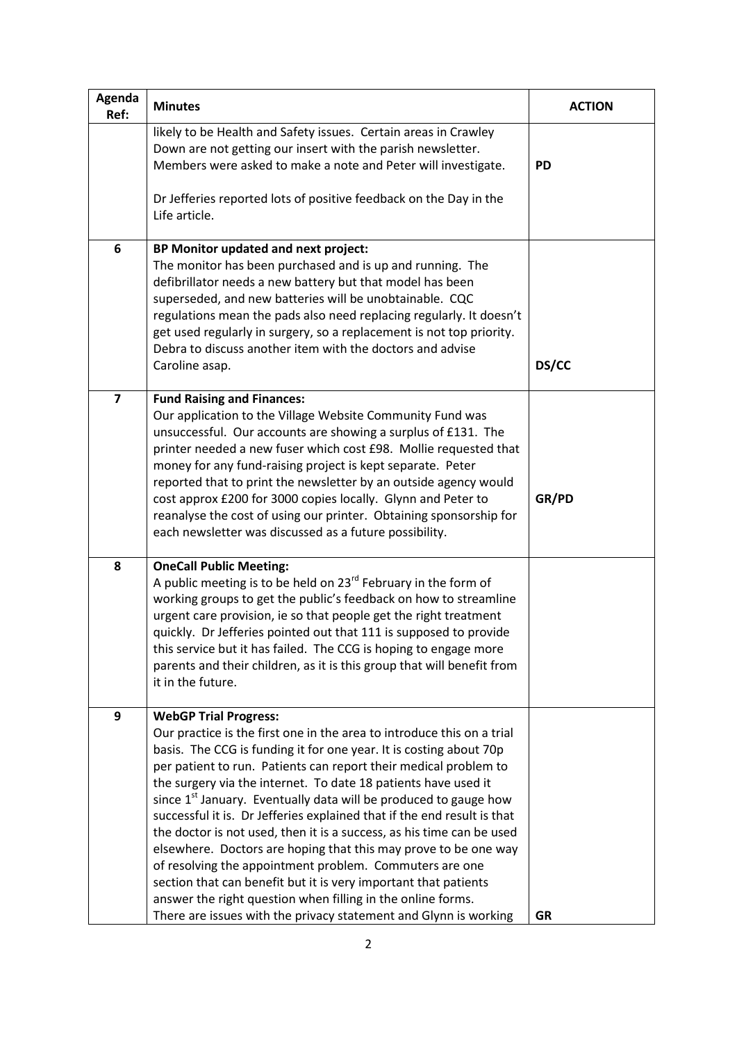| Agenda Ref: | Minutes | ACTION |
|---|---|---|
| | likely to be Health and Safety issues. Certain areas in Crawley Down are not getting our insert with the parish newsletter. Members were asked to make a note and Peter will investigate.<br><br>Dr Jefferies reported lots of positive feedback on the Day in the Life article. | **PD** |
| **6** | **BP Monitor updated and next project:**<br>The monitor has been purchased and is up and running. The defibrillator needs a new battery but that model has been superseded, and new batteries will be unobtainable. CQC regulations mean the pads also need replacing regularly. It doesn't get used regularly in surgery, so a replacement is not top priority. Debra to discuss another item with the doctors and advise Caroline asap. | **DS/CC** |
| **7** | **Fund Raising and Finances:**<br>Our application to the Village Website Community Fund was unsuccessful. Our accounts are showing a surplus of £131. The printer needed a new fuser which cost £98. Mollie requested that money for any fund-raising project is kept separate. Peter reported that to print the newsletter by an outside agency would cost approx £200 for 3000 copies locally. Glynn and Peter to reanalyse the cost of using our printer. Obtaining sponsorship for each newsletter was discussed as a future possibility. | **GR/PD** |
| **8** | **OneCall Public Meeting:**<br>A public meeting is to be held on 23rd February in the form of working groups to get the public's feedback on how to streamline urgent care provision, ie so that people get the right treatment quickly. Dr Jefferies pointed out that 111 is supposed to provide this service but it has failed. The CCG is hoping to engage more parents and their children, as it is this group that will benefit from it in the future. | |
| **9** | **WebGP Trial Progress:**<br>Our practice is the first one in the area to introduce this on a trial basis. The CCG is funding it for one year. It is costing about 70p per patient to run. Patients can report their medical problem to the surgery via the internet. To date 18 patients have used it since 1st January. Eventually data will be produced to gauge how successful it is. Dr Jefferies explained that if the end result is that the doctor is not used, then it is a success, as his time can be used elsewhere. Doctors are hoping that this may prove to be one way of resolving the appointment problem. Commuters are one section that can benefit but it is very important that patients answer the right question when filling in the online forms.<br>There are issues with the privacy statement and Glynn is working | **GR** |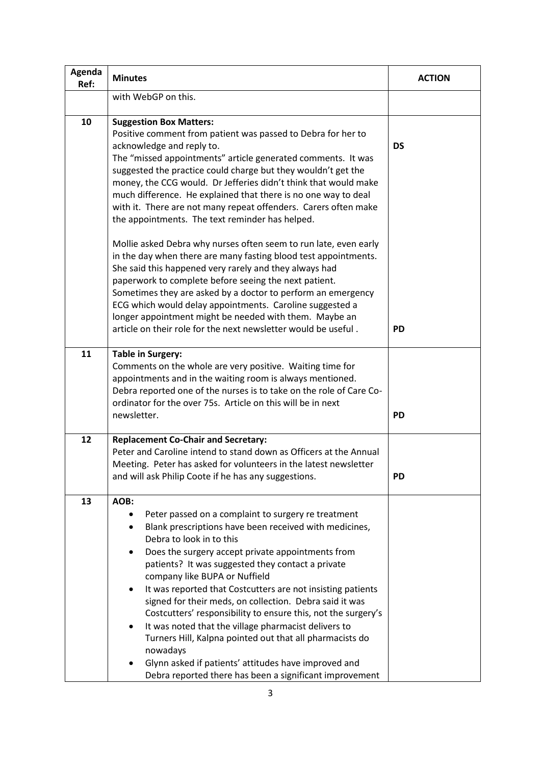| Agenda Ref: | Minutes | ACTION |
|---|---|---|
| | with WebGP on this. | |
| 10 | **Suggestion Box Matters:**<br>Positive comment from patient was passed to Debra for her to acknowledge and reply to.<br>The "missed appointments" article generated comments. It was suggested the practice could charge but they wouldn't get the money, the CCG would. Dr Jefferies didn't think that would make much difference. He explained that there is no one way to deal with it. There are not many repeat offenders. Carers often make the appointments. The text reminder has helped.<br><br>Mollie asked Debra why nurses often seem to run late, even early in the day when there are many fasting blood test appointments. She said this happened very rarely and they always had paperwork to complete before seeing the next patient. Sometimes they are asked by a doctor to perform an emergency ECG which would delay appointments. Caroline suggested a longer appointment might be needed with them. Maybe an article on their role for the next newsletter would be useful . | **DS**<br><br><br><br><br><br><br><br><br><br><br><br><br>**PD** |
| 11 | **Table in Surgery:**<br>Comments on the whole are very positive. Waiting time for appointments and in the waiting room is always mentioned.<br>Debra reported one of the nurses is to take on the role of Care Co-ordinator for the over 75s. Article on this will be in next newsletter. | **PD** |
| 12 | **Replacement Co-Chair and Secretary:**<br>Peter and Caroline intend to stand down as Officers at the Annual Meeting. Peter has asked for volunteers in the latest newsletter and will ask Philip Coote if he has any suggestions. | **PD** |
| 13 | **AOB:**<br>• Peter passed on a complaint to surgery re treatment<br>• Blank prescriptions have been received with medicines, Debra to look in to this<br>• Does the surgery accept private appointments from patients? It was suggested they contact a private company like BUPA or Nuffield<br>• It was reported that Costcutters are not insisting patients signed for their meds, on collection. Debra said it was Costcutters' responsibility to ensure this, not the surgery's<br>• It was noted that the village pharmacist delivers to Turners Hill, Kalpna pointed out that all pharmacists do nowadays<br>• Glynn asked if patients' attitudes have improved and Debra reported there has been a significant improvement | |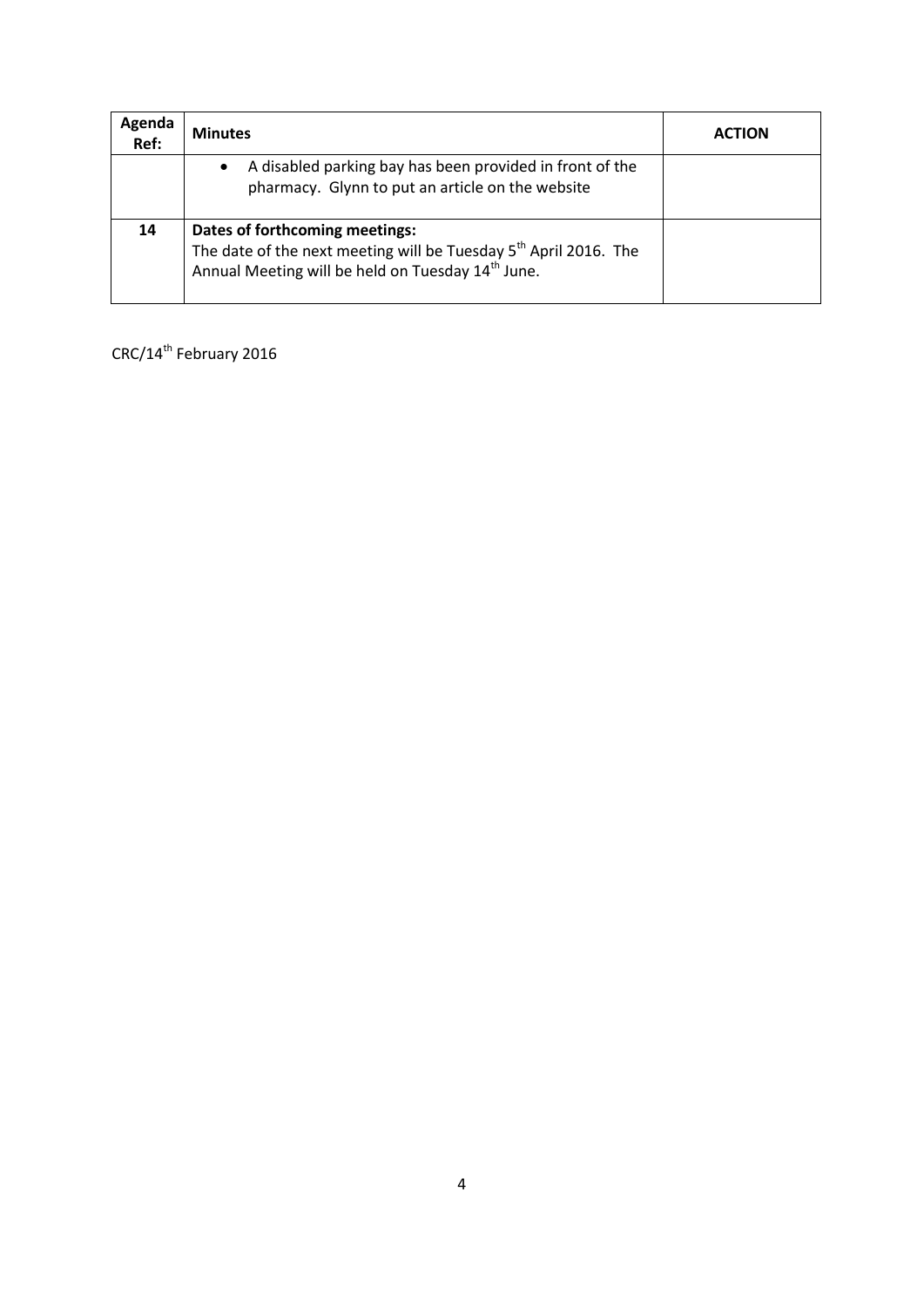| Agenda Ref: | Minutes | ACTION |
|---|---|---|
| | • A disabled parking bay has been provided in front of the pharmacy. Glynn to put an article on the website | |
| 14 | **Dates of forthcoming meetings:** The date of the next meeting will be Tuesday 5th April 2016. The Annual Meeting will be held on Tuesday 14th June. | |

CRC/14th February 2016